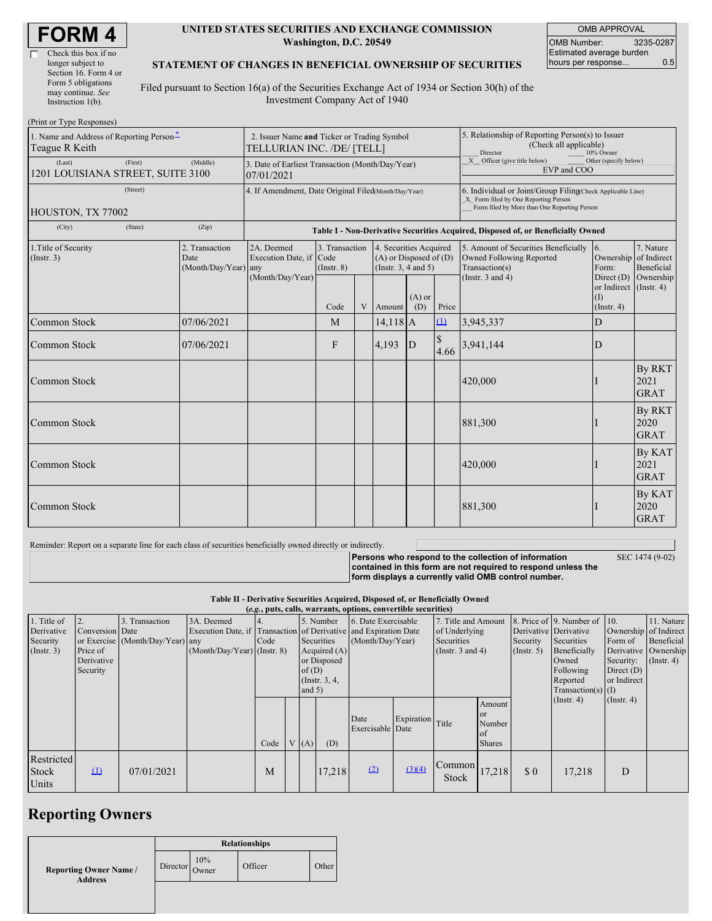# FORM 4

☐ Check this box if no longer subject to Section 16. Form 4 or Form 5 obligations may continue. *See* Instruction 1(b).

**UNITED STATES SECURITIES AND EXCHANGE COMMISSION**
**Washington, D.C. 20549**

**STATEMENT OF CHANGES IN BENEFICIAL OWNERSHIP OF SECURITIES**

Filed pursuant to Section 16(a) of the Securities Exchange Act of 1934 or Section 30(h) of the Investment Company Act of 1940

| OMB APPROVAL | |
|---|---|
| OMB Number: | 3235-0287 |
| Estimated average burden hours per response... | 0.5 |

(Print or Type Responses)

| | | |
|---|---|---|
| 1. Name and Address of Reporting Person* Teague R Keith | 2. Issuer Name **and** Ticker or Trading Symbol TELLURIAN INC. /DE/ [TELL] | 5. Relationship of Reporting Person(s) to Issuer (Check all applicable) ___ Director ___ 10% Owner _X_ Officer (give title below) ___ Other (specify below) EVP and COO |
| (Last) (First) (Middle) 1201 LOUISIANA STREET, SUITE 3100 | 3. Date of Earliest Transaction (Month/Day/Year) 07/01/2021 | |
| (Street) HOUSTON, TX 77002 | 4. If Amendment, Date Original Filed(Month/Day/Year) | 6. Individual or Joint/Group Filing(Check Applicable Line) _X_ Form filed by One Reporting Person ___ Form filed by More than One Reporting Person |
| (City) (State) (Zip) | | |

**Table I - Non-Derivative Securities Acquired, Disposed of, or Beneficially Owned**

| 1.Title of Security (Instr. 3) | 2. Transaction Date (Month/Day/Year) | 2A. Deemed Execution Date, if any (Month/Day/Year) | 3. Transaction Code (Instr. 8) | | 4. Securities Acquired (A) or Disposed of (D) (Instr. 3, 4 and 5) | | | 5. Amount of Securities Beneficially Owned Following Reported Transaction(s) (Instr. 3 and 4) | 6. Ownership Form: Direct (D) or Indirect (I) (Instr. 4) | 7. Nature of Indirect Beneficial Ownership (Instr. 4) |
|---|---|---|---|---|---|---|---|---|---|---|
| | | | Code | V | Amount | (A) or (D) | Price | | | |
| Common Stock | 07/06/2021 | | M | | 14,118 | A | (1) | 3,945,337 | D | |
| Common Stock | 07/06/2021 | | F | | 4,193 | D | $ 4.66 | 3,941,144 | D | |
| Common Stock | | | | | | | | 420,000 | I | By RKT 2021 GRAT |
| Common Stock | | | | | | | | 881,300 | I | By RKT 2020 GRAT |
| Common Stock | | | | | | | | 420,000 | I | By KAT 2021 GRAT |
| Common Stock | | | | | | | | 881,300 | I | By KAT 2020 GRAT |

Reminder: Report on a separate line for each class of securities beneficially owned directly or indirectly.

**Persons who respond to the collection of information contained in this form are not required to respond unless the form displays a currently valid OMB control number.**

SEC 1474 (9-02)

**Table II - Derivative Securities Acquired, Disposed of, or Beneficially Owned**
***(e.g., puts, calls, warrants, options, convertible securities)***

| 1. Title of Derivative Security (Instr. 3) | 2. Conversion or Exercise Price of Derivative Security | 3. Transaction Date (Month/Day/Year) | 3A. Deemed Execution Date, if any (Month/Day/Year) | 4. Transaction Code (Instr. 8) | | 5. Number of Derivative Securities Acquired (A) or Disposed of (D) (Instr. 3, 4, and 5) | | 6. Date Exercisable and Expiration Date (Month/Day/Year) | | 7. Title and Amount of Underlying Securities (Instr. 3 and 4) | | 8. Price of Derivative Security (Instr. 5) | 9. Number of Derivative Securities Beneficially Owned Following Reported Transaction(s) (Instr. 4) | 10. Ownership Form of Derivative Security: Direct (D) or Indirect (I) (Instr. 4) | 11. Nature of Indirect Beneficial Ownership (Instr. 4) |
|---|---|---|---|---|---|---|---|---|---|---|---|---|---|---|---|
| | | | | Code | V | (A) | (D) | Date Exercisable | Expiration Date | Title | Amount or Number of Shares | | | | |
| Restricted Stock Units | (1) | 07/01/2021 | | M | | | 17,218 | (2) | (3)(4) | Common Stock | 17,218 | $ 0 | 17,218 | D | |

## Reporting Owners

| Reporting Owner Name / Address | Relationships | | | |
|---|---|---|---|---|
| | Director | 10% Owner | Officer | Other |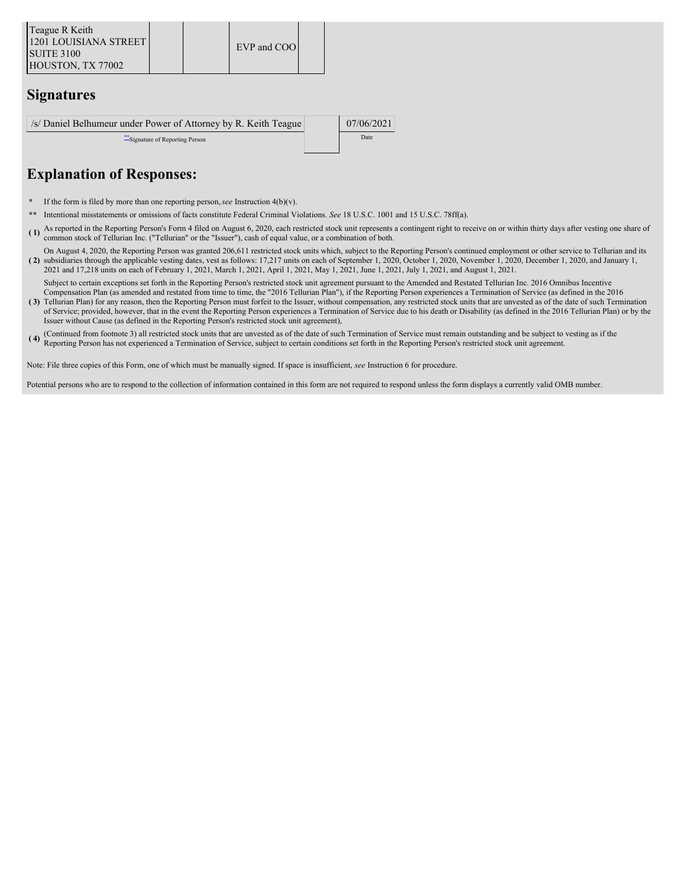| | | | | |
|---|---|---|---|---|
| Teague R Keith<br>1201 LOUISIANA STREET<br>SUITE 3100<br>HOUSTON, TX 77002 | | | EVP and COO | |

## Signatures

| | | |
|---|---|---|
| /s/ Daniel Belhumeur under Power of Attorney by R. Keith Teague | | 07/06/2021 |
| **Signature of Reporting Person | | Date |

## Explanation of Responses:

\* If the form is filed by more than one reporting person, *see* Instruction 4(b)(v).

\*\* Intentional misstatements or omissions of facts constitute Federal Criminal Violations. *See* 18 U.S.C. 1001 and 15 U.S.C. 78ff(a).

**( 1)** As reported in the Reporting Person's Form 4 filed on August 6, 2020, each restricted stock unit represents a contingent right to receive on or within thirty days after vesting one share of common stock of Tellurian Inc. ("Tellurian" or the "Issuer"), cash of equal value, or a combination of both.

**( 2)** On August 4, 2020, the Reporting Person was granted 206,611 restricted stock units which, subject to the Reporting Person's continued employment or other service to Tellurian and its subsidiaries through the applicable vesting dates, vest as follows: 17,217 units on each of September 1, 2020, October 1, 2020, November 1, 2020, December 1, 2020, and January 1, 2021 and 17,218 units on each of February 1, 2021, March 1, 2021, April 1, 2021, May 1, 2021, June 1, 2021, July 1, 2021, and August 1, 2021.

**( 3)** Subject to certain exceptions set forth in the Reporting Person's restricted stock unit agreement pursuant to the Amended and Restated Tellurian Inc. 2016 Omnibus Incentive Compensation Plan (as amended and restated from time to time, the "2016 Tellurian Plan"), if the Reporting Person experiences a Termination of Service (as defined in the 2016 Tellurian Plan) for any reason, then the Reporting Person must forfeit to the Issuer, without compensation, any restricted stock units that are unvested as of the date of such Termination of Service; provided, however, that in the event the Reporting Person experiences a Termination of Service due to his death or Disability (as defined in the 2016 Tellurian Plan) or by the Issuer without Cause (as defined in the Reporting Person's restricted stock unit agreement),

**( 4)** (Continued from footnote 3) all restricted stock units that are unvested as of the date of such Termination of Service must remain outstanding and be subject to vesting as if the Reporting Person has not experienced a Termination of Service, subject to certain conditions set forth in the Reporting Person's restricted stock unit agreement.

Note: File three copies of this Form, one of which must be manually signed. If space is insufficient, *see* Instruction 6 for procedure.

Potential persons who are to respond to the collection of information contained in this form are not required to respond unless the form displays a currently valid OMB number.